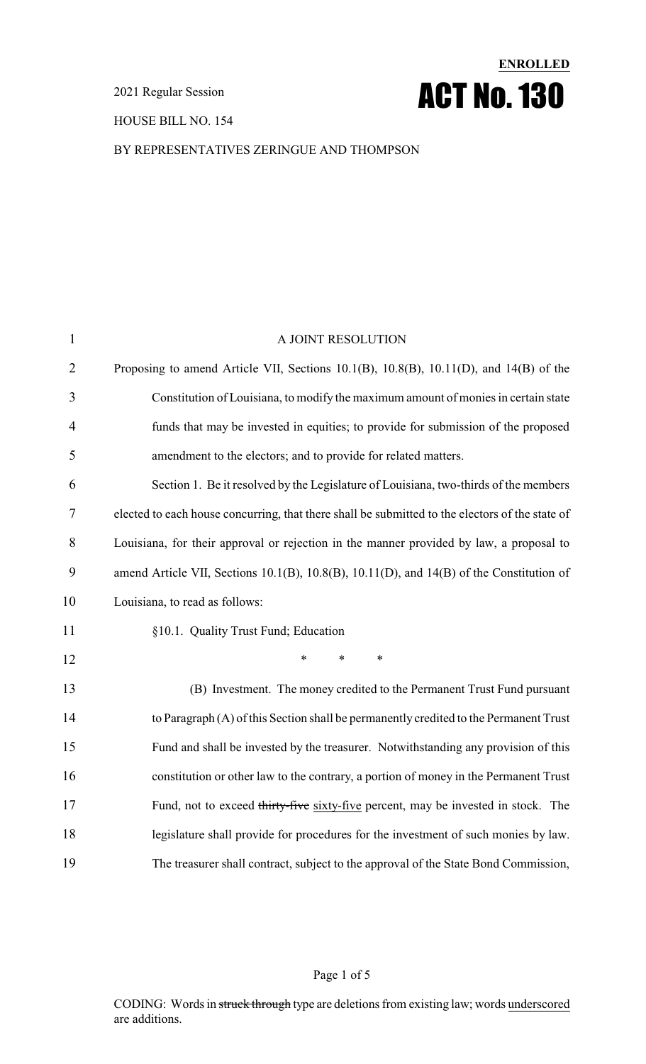**ENROLLED**

2021 Regular Session

# ACT No. 130

HOUSE BILL NO. 154

BY REPRESENTATIVES ZERINGUE AND THOMPSON

A JOINT RESOLUTION

Proposing to amend Article VII, Sections 10.1(B), 10.8(B), 10.11(D), and 14(B) of the Constitution of Louisiana, to modify the maximum amount of monies in certain state funds that may be invested in equities; to provide for submission of the proposed amendment to the electors; and to provide for related matters.

Section 1. Be it resolved by the Legislature of Louisiana, two-thirds of the members elected to each house concurring, that there shall be submitted to the electors of the state of Louisiana, for their approval or rejection in the manner provided by law, a proposal to amend Article VII, Sections 10.1(B), 10.8(B), 10.11(D), and 14(B) of the Constitution of Louisiana, to read as follows:

§10.1. Quality Trust Fund; Education

\* \* \*

(B) Investment. The money credited to the Permanent Trust Fund pursuant to Paragraph (A) of this Section shall be permanently credited to the Permanent Trust Fund and shall be invested by the treasurer. Notwithstanding any provision of this constitution or other law to the contrary, a portion of money in the Permanent Trust Fund, not to exceed ~~thirty-five~~ sixty-five percent, may be invested in stock. The legislature shall provide for procedures for the investment of such monies by law. The treasurer shall contract, subject to the approval of the State Bond Commission,

CODING: Words in ~~struck through~~ type are deletions from existing law; words underscored are additions.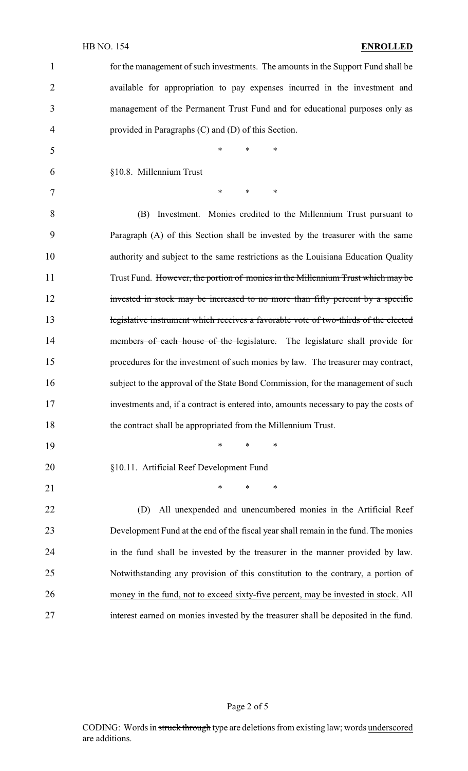for the management of such investments. The amounts in the Support Fund shall be available for appropriation to pay expenses incurred in the investment and management of the Permanent Trust Fund and for educational purposes only as provided in Paragraphs (C) and (D) of this Section.

\* \* \*

§10.8. Millennium Trust

\* \* \*

(B) Investment. Monies credited to the Millennium Trust pursuant to Paragraph (A) of this Section shall be invested by the treasurer with the same authority and subject to the same restrictions as the Louisiana Education Quality Trust Fund. ~~However, the portion of monies in the Millennium Trust which may be invested in stock may be increased to no more than fifty percent by a specific legislative instrument which receives a favorable vote of two-thirds of the elected members of each house of the legislature.~~ The legislature shall provide for procedures for the investment of such monies by law. The treasurer may contract, subject to the approval of the State Bond Commission, for the management of such investments and, if a contract is entered into, amounts necessary to pay the costs of the contract shall be appropriated from the Millennium Trust.

\* \* \*

§10.11. Artificial Reef Development Fund

\* \* \*

(D) All unexpended and unencumbered monies in the Artificial Reef Development Fund at the end of the fiscal year shall remain in the fund. The monies in the fund shall be invested by the treasurer in the manner provided by law. <u>Notwithstanding any provision of this constitution to the contrary, a portion of money in the fund, not to exceed sixty-five percent, may be invested in stock.</u> All interest earned on monies invested by the treasurer shall be deposited in the fund.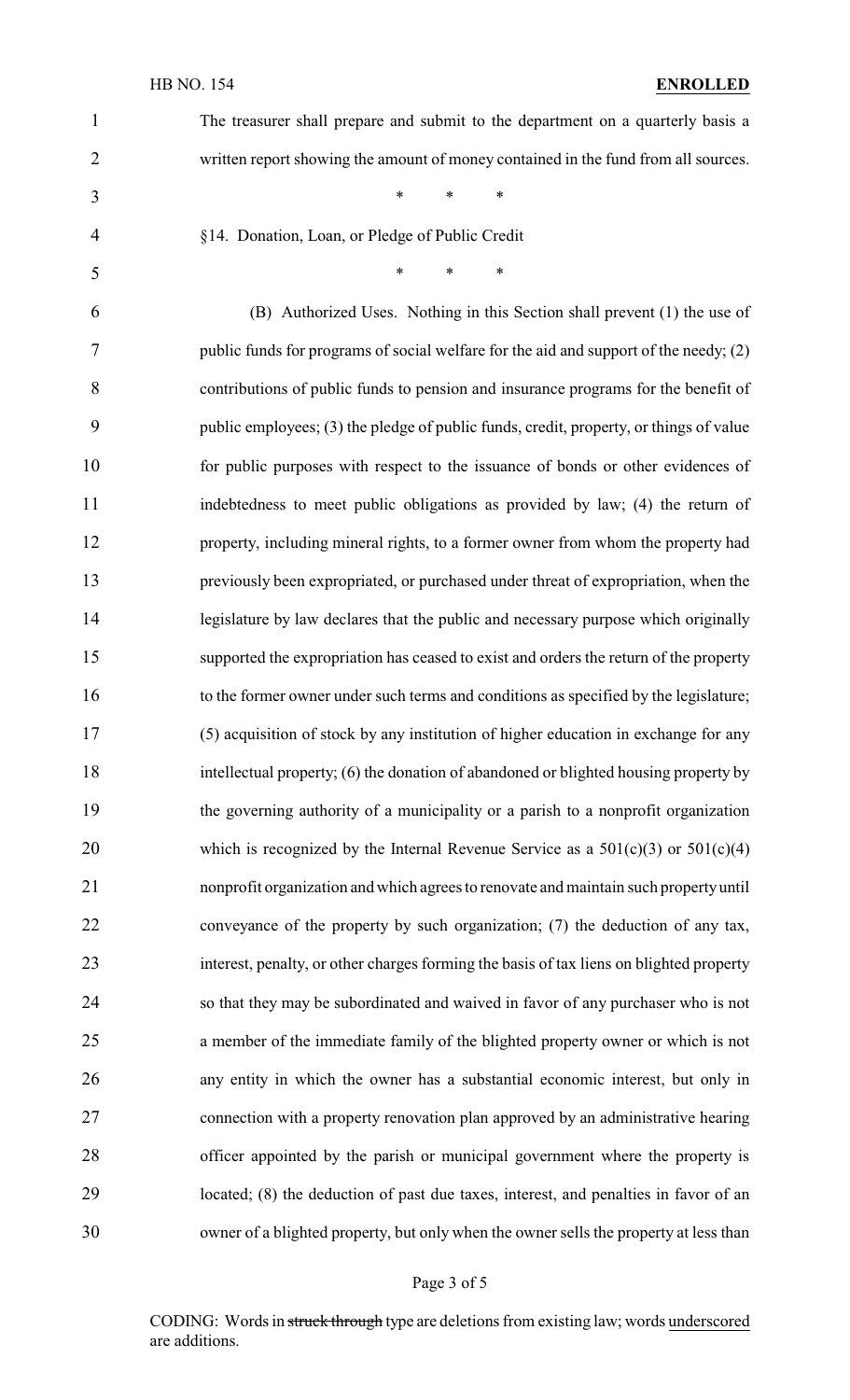The treasurer shall prepare and submit to the department on a quarterly basis a written report showing the amount of money contained in the fund from all sources.

\* \* \*

§14. Donation, Loan, or Pledge of Public Credit

\* \* \*

(B) Authorized Uses. Nothing in this Section shall prevent (1) the use of public funds for programs of social welfare for the aid and support of the needy; (2) contributions of public funds to pension and insurance programs for the benefit of public employees; (3) the pledge of public funds, credit, property, or things of value for public purposes with respect to the issuance of bonds or other evidences of indebtedness to meet public obligations as provided by law; (4) the return of property, including mineral rights, to a former owner from whom the property had previously been expropriated, or purchased under threat of expropriation, when the legislature by law declares that the public and necessary purpose which originally supported the expropriation has ceased to exist and orders the return of the property to the former owner under such terms and conditions as specified by the legislature; (5) acquisition of stock by any institution of higher education in exchange for any intellectual property; (6) the donation of abandoned or blighted housing property by the governing authority of a municipality or a parish to a nonprofit organization which is recognized by the Internal Revenue Service as a 501(c)(3) or 501(c)(4) nonprofit organization and which agrees to renovate and maintain such property until conveyance of the property by such organization; (7) the deduction of any tax, interest, penalty, or other charges forming the basis of tax liens on blighted property so that they may be subordinated and waived in favor of any purchaser who is not a member of the immediate family of the blighted property owner or which is not any entity in which the owner has a substantial economic interest, but only in connection with a property renovation plan approved by an administrative hearing officer appointed by the parish or municipal government where the property is located; (8) the deduction of past due taxes, interest, and penalties in favor of an owner of a blighted property, but only when the owner sells the property at less than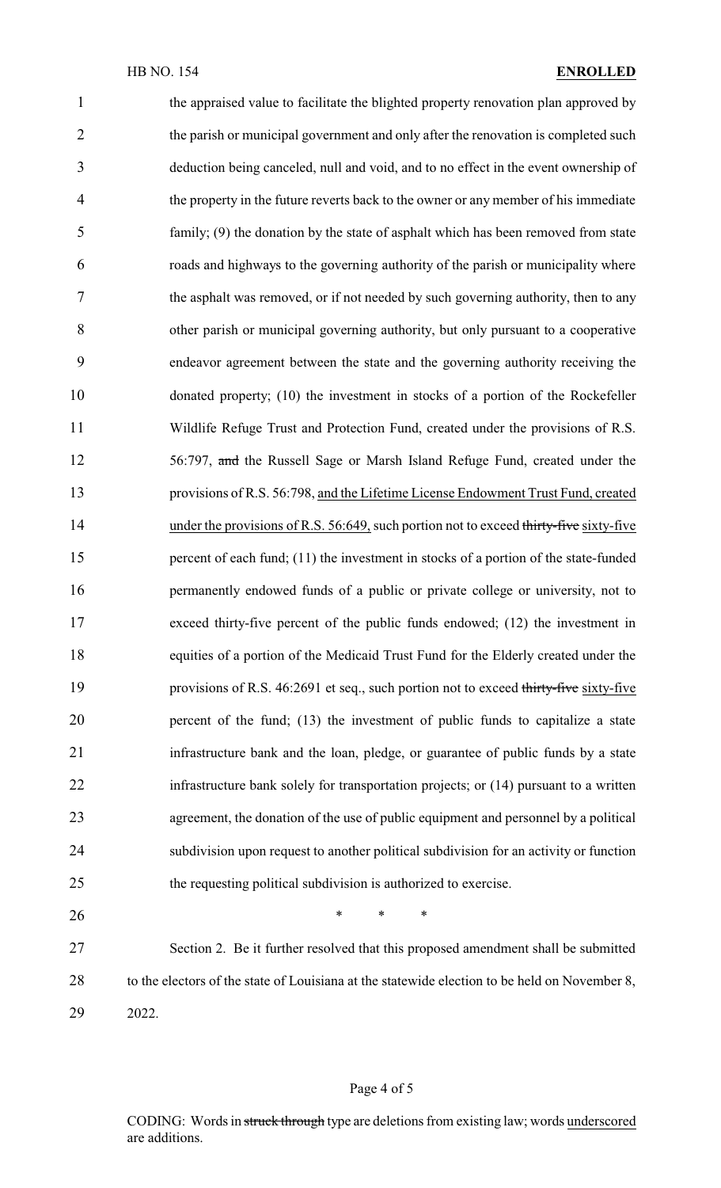the appraised value to facilitate the blighted property renovation plan approved by the parish or municipal government and only after the renovation is completed such deduction being canceled, null and void, and to no effect in the event ownership of the property in the future reverts back to the owner or any member of his immediate family; (9) the donation by the state of asphalt which has been removed from state roads and highways to the governing authority of the parish or municipality where the asphalt was removed, or if not needed by such governing authority, then to any other parish or municipal governing authority, but only pursuant to a cooperative endeavor agreement between the state and the governing authority receiving the donated property; (10) the investment in stocks of a portion of the Rockefeller Wildlife Refuge Trust and Protection Fund, created under the provisions of R.S. 56:797, ~~and~~ the Russell Sage or Marsh Island Refuge Fund, created under the provisions of R.S. 56:798, <u>and the Lifetime License Endowment Trust Fund, created under the provisions of R.S. 56:649,</u> such portion not to exceed ~~thirty-five~~ <u>sixty-five</u> percent of each fund; (11) the investment in stocks of a portion of the state-funded permanently endowed funds of a public or private college or university, not to exceed thirty-five percent of the public funds endowed; (12) the investment in equities of a portion of the Medicaid Trust Fund for the Elderly created under the provisions of R.S. 46:2691 et seq., such portion not to exceed ~~thirty-five~~ <u>sixty-five</u> percent of the fund; (13) the investment of public funds to capitalize a state infrastructure bank and the loan, pledge, or guarantee of public funds by a state infrastructure bank solely for transportation projects; or (14) pursuant to a written agreement, the donation of the use of public equipment and personnel by a political subdivision upon request to another political subdivision for an activity or function the requesting political subdivision is authorized to exercise.

\* \* \*

Section 2. Be it further resolved that this proposed amendment shall be submitted to the electors of the state of Louisiana at the statewide election to be held on November 8, 2022.

CODING: Words in ~~struck through~~ type are deletions from existing law; words <u>underscored</u> are additions.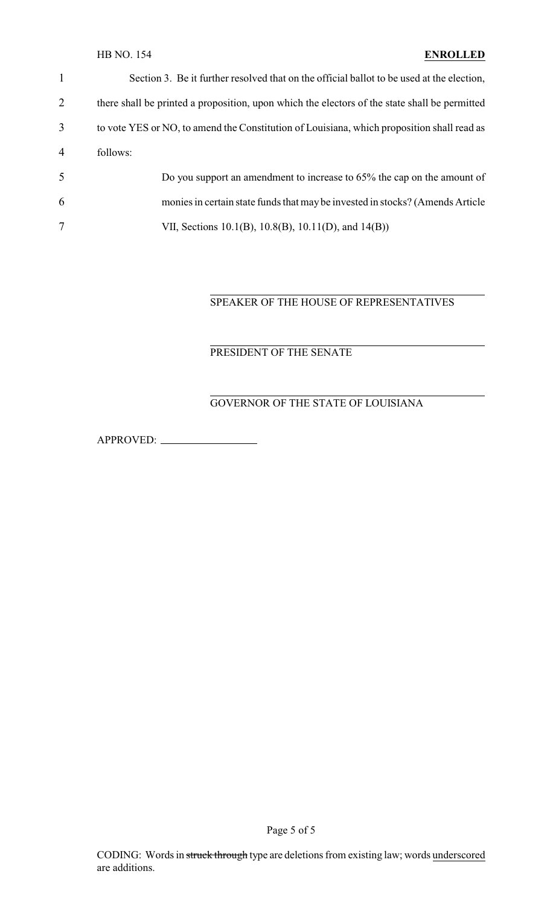Section 3. Be it further resolved that on the official ballot to be used at the election, there shall be printed a proposition, upon which the electors of the state shall be permitted to vote YES or NO, to amend the Constitution of Louisiana, which proposition shall read as follows:

> Do you support an amendment to increase to 65% the cap on the amount of monies in certain state funds that may be invested in stocks? (Amends Article VII, Sections 10.1(B), 10.8(B), 10.11(D), and 14(B))

SPEAKER OF THE HOUSE OF REPRESENTATIVES

PRESIDENT OF THE SENATE

GOVERNOR OF THE STATE OF LOUISIANA

APPROVED: ____________________

CODING: Words in ~~struck through~~ type are deletions from existing law; words underscored are additions.